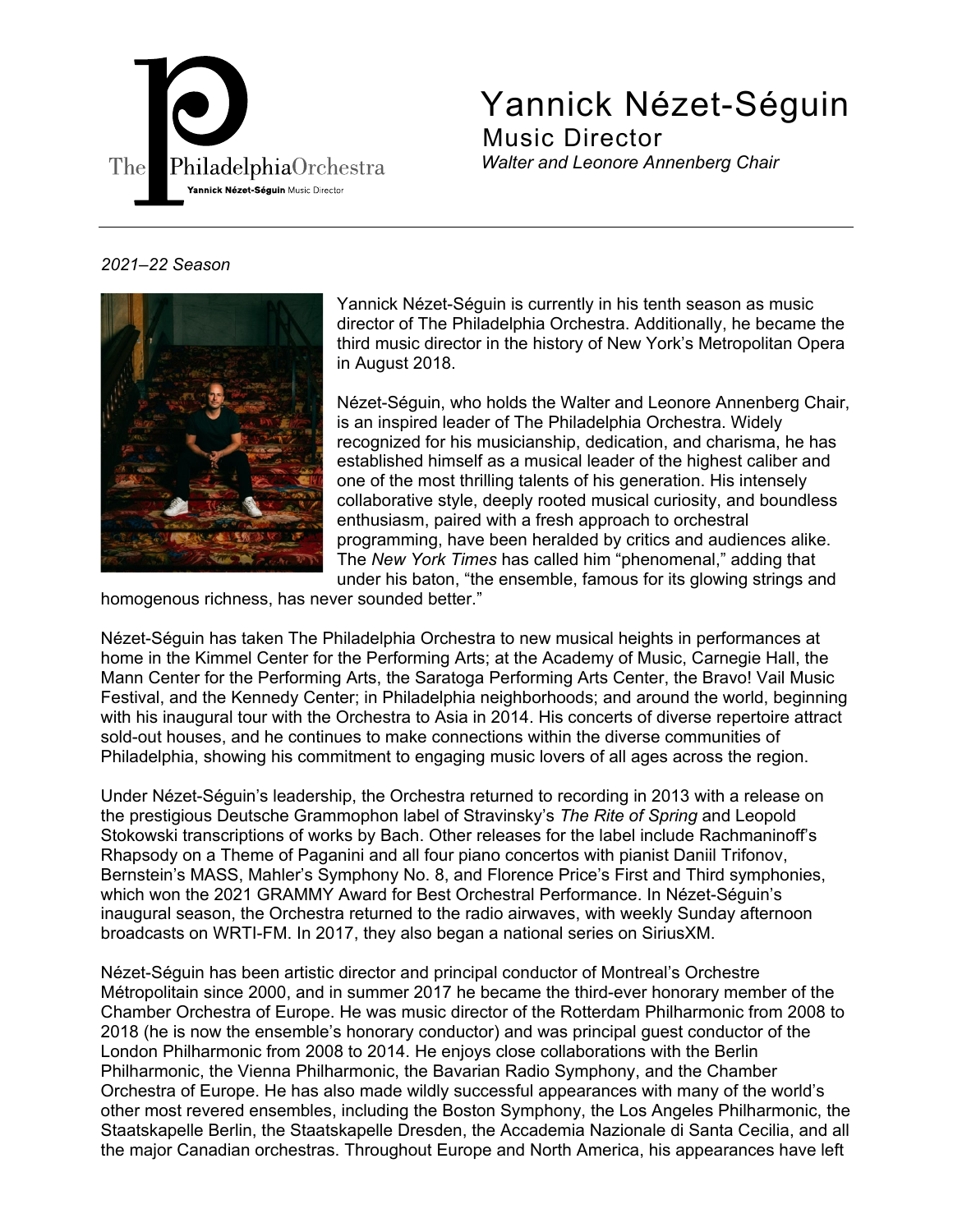# Yannick Nézet-Séguin

## Music Director

*Walter and Leonore Annenberg Chair*

*2021–22 Season*

Yannick Nézet-Séguin is currently in his tenth season as music director of The Philadelphia Orchestra. Additionally, he became the third music director in the history of New York's Metropolitan Opera in August 2018.

Nézet-Séguin, who holds the Walter and Leonore Annenberg Chair, is an inspired leader of The Philadelphia Orchestra. Widely recognized for his musicianship, dedication, and charisma, he has established himself as a musical leader of the highest caliber and one of the most thrilling talents of his generation. His intensely collaborative style, deeply rooted musical curiosity, and boundless enthusiasm, paired with a fresh approach to orchestral programming, have been heralded by critics and audiences alike. The *New York Times* has called him "phenomenal," adding that under his baton, "the ensemble, famous for its glowing strings and homogenous richness, has never sounded better."

Nézet-Séguin has taken The Philadelphia Orchestra to new musical heights in performances at home in the Kimmel Center for the Performing Arts; at the Academy of Music, Carnegie Hall, the Mann Center for the Performing Arts, the Saratoga Performing Arts Center, the Bravo! Vail Music Festival, and the Kennedy Center; in Philadelphia neighborhoods; and around the world, beginning with his inaugural tour with the Orchestra to Asia in 2014. His concerts of diverse repertoire attract sold-out houses, and he continues to make connections within the diverse communities of Philadelphia, showing his commitment to engaging music lovers of all ages across the region.

Under Nézet-Séguin's leadership, the Orchestra returned to recording in 2013 with a release on the prestigious Deutsche Grammophon label of Stravinsky's *The Rite of Spring* and Leopold Stokowski transcriptions of works by Bach. Other releases for the label include Rachmaninoff's Rhapsody on a Theme of Paganini and all four piano concertos with pianist Daniil Trifonov, Bernstein's MASS, Mahler's Symphony No. 8, and Florence Price's First and Third symphonies, which won the 2021 GRAMMY Award for Best Orchestral Performance. In Nézet-Séguin's inaugural season, the Orchestra returned to the radio airwaves, with weekly Sunday afternoon broadcasts on WRTI-FM. In 2017, they also began a national series on SiriusXM.

Nézet-Séguin has been artistic director and principal conductor of Montreal's Orchestre Métropolitain since 2000, and in summer 2017 he became the third-ever honorary member of the Chamber Orchestra of Europe. He was music director of the Rotterdam Philharmonic from 2008 to 2018 (he is now the ensemble's honorary conductor) and was principal guest conductor of the London Philharmonic from 2008 to 2014. He enjoys close collaborations with the Berlin Philharmonic, the Vienna Philharmonic, the Bavarian Radio Symphony, and the Chamber Orchestra of Europe. He has also made wildly successful appearances with many of the world's other most revered ensembles, including the Boston Symphony, the Los Angeles Philharmonic, the Staatskapelle Berlin, the Staatskapelle Dresden, the Accademia Nazionale di Santa Cecilia, and all the major Canadian orchestras. Throughout Europe and North America, his appearances have left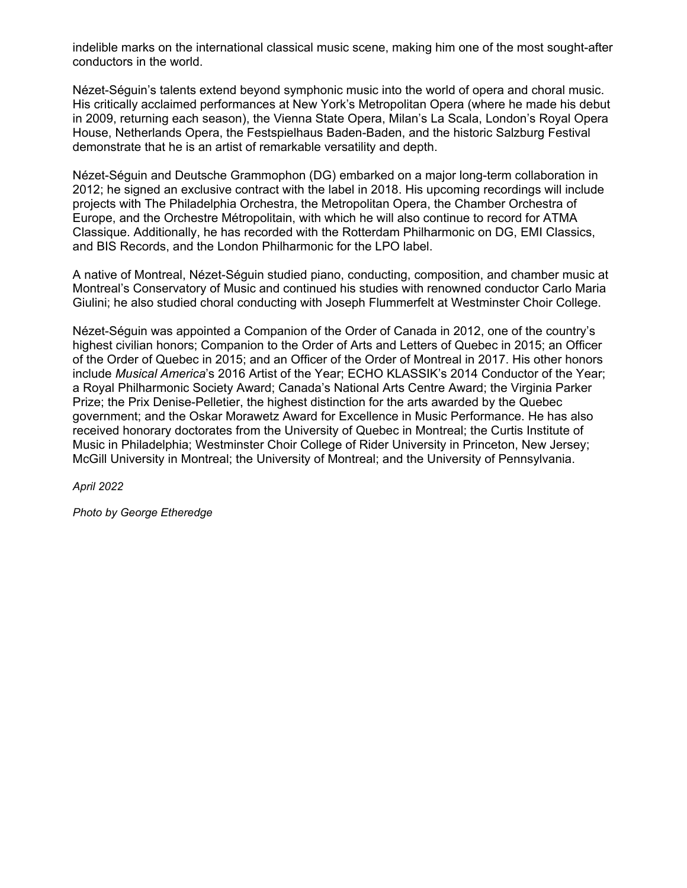indelible marks on the international classical music scene, making him one of the most sought-after conductors in the world.

Nézet-Séguin's talents extend beyond symphonic music into the world of opera and choral music. His critically acclaimed performances at New York's Metropolitan Opera (where he made his debut in 2009, returning each season), the Vienna State Opera, Milan's La Scala, London's Royal Opera House, Netherlands Opera, the Festspielhaus Baden-Baden, and the historic Salzburg Festival demonstrate that he is an artist of remarkable versatility and depth.

Nézet-Séguin and Deutsche Grammophon (DG) embarked on a major long-term collaboration in 2012; he signed an exclusive contract with the label in 2018. His upcoming recordings will include projects with The Philadelphia Orchestra, the Metropolitan Opera, the Chamber Orchestra of Europe, and the Orchestre Métropolitain, with which he will also continue to record for ATMA Classique. Additionally, he has recorded with the Rotterdam Philharmonic on DG, EMI Classics, and BIS Records, and the London Philharmonic for the LPO label.

A native of Montreal, Nézet-Séguin studied piano, conducting, composition, and chamber music at Montreal's Conservatory of Music and continued his studies with renowned conductor Carlo Maria Giulini; he also studied choral conducting with Joseph Flummerfelt at Westminster Choir College.

Nézet-Séguin was appointed a Companion of the Order of Canada in 2012, one of the country's highest civilian honors; Companion to the Order of Arts and Letters of Quebec in 2015; an Officer of the Order of Quebec in 2015; and an Officer of the Order of Montreal in 2017. His other honors include *Musical America*'s 2016 Artist of the Year; ECHO KLASSIK's 2014 Conductor of the Year; a Royal Philharmonic Society Award; Canada's National Arts Centre Award; the Virginia Parker Prize; the Prix Denise-Pelletier, the highest distinction for the arts awarded by the Quebec government; and the Oskar Morawetz Award for Excellence in Music Performance. He has also received honorary doctorates from the University of Quebec in Montreal; the Curtis Institute of Music in Philadelphia; Westminster Choir College of Rider University in Princeton, New Jersey; McGill University in Montreal; the University of Montreal; and the University of Pennsylvania.

*April 2022*

*Photo by George Etheredge*